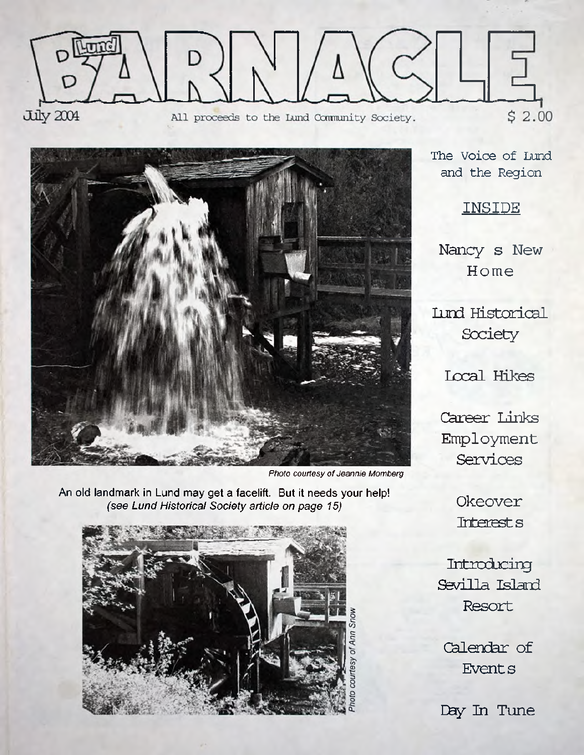# Lund BARNACLE

July 2004 — All proceeds to the Lund Community Society. — $ 2.00

*Photo courtesy of Jeannie Momberg*

An old landmark in Lund may get a facelift. But it needs your help!
*(see Lund Historical Society article on page 15)*

*Photo courtesy of Ann Snow*

The Voice of Lund and the Region

## INSIDE

- Nancy s New Home
- Lund Historical Society
- Local Hikes
- Career Links Employment Services
- Okeover Interests
- Introducing Sevilla Island Resort
- Calendar of Events
- Day In Tune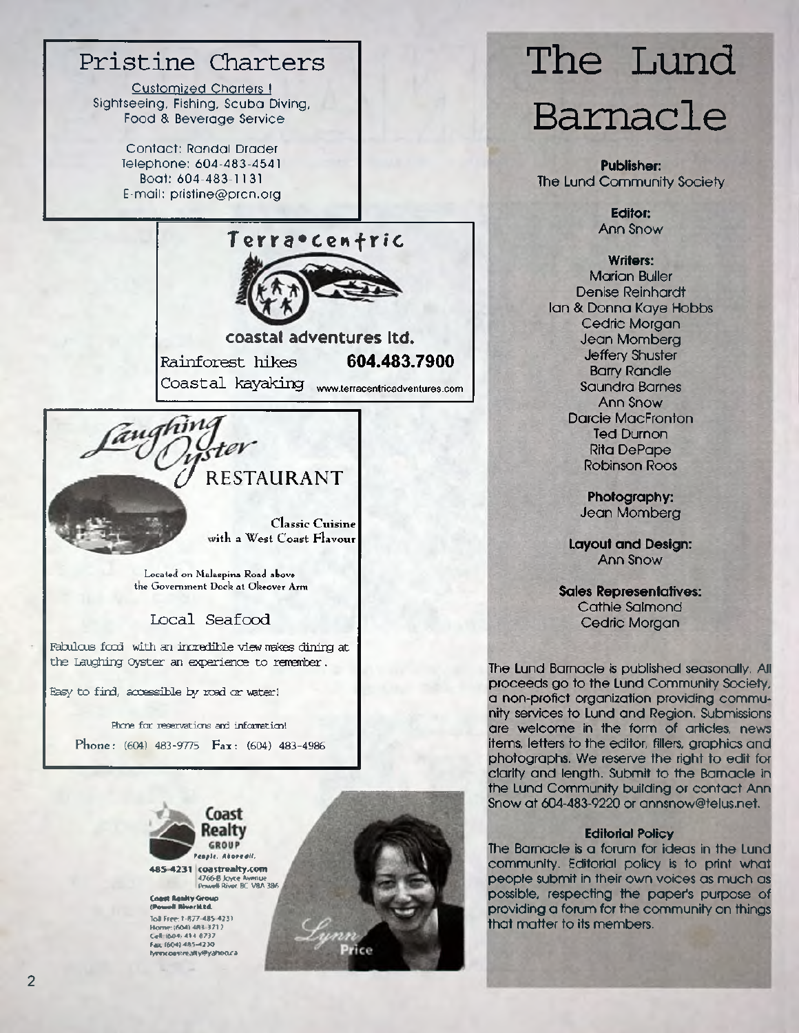## Pristine Charters

Customized Charters !
Sightseeing, Fishing, Scuba Diving,
Food & Beverage Service

Contact: Randal Drader
Telephone: 604-483-4541
Boat: 604-483-1131
E-mail: pristine@prcn.org

## Terra•centric

coastal adventures ltd.

Rainforest hikes **604.483.7900**
Coastal kayaking www.terracentricadventures.com

## Laughing Oyster RESTAURANT

Classic Cuisine with a West Coast Flavour

Located on Malaspina Road above the Government Dock at Okeover Arm

Local Seafood

Fabulous food with an incredible view makes dining at the Laughing Oyster an experience to remember.

Easy to find, accessible by road or water!

Phone for reservations and information!

Phone: (604) 483-9775 Fax: (604) 483-4986

## Coast Realty GROUP

People. Abovell.

485-4231 | coastrealty.com
4766-B Joyce Avenue
Powell River BC V8A 3B6

Coast Realty Group (Powell River) Ltd.

Toll Free: 1-877-485-4231
Home: (604) 483-3712
Cell: (604) 414-8737
Fax: (604) 485-4230
lynncoastrealty@yahoo.ca

Lynn Price

# The Lund Barnacle

**Publisher:**
The Lund Community Society

**Editor:**
Ann Snow

**Writers:**
Marian Buller
Denise Reinhardt
Ian & Donna Kaye Hobbs
Cedric Morgan
Jean Momberg
Jeffery Shuster
Barry Randle
Saundra Barnes
Ann Snow
Darcie MacFronton
Ted Durnon
Rita DePape
Robinson Roos

**Photography:**
Jean Momberg

**Layout and Design:**
Ann Snow

**Sales Representatives:**
Cathie Salmond
Cedric Morgan

The Lund Barnacle is published seasonally. All proceeds go to the Lund Community Society, a non-profict organization providing community services to Lund and Region. Submissions are welcome in the form of articles, news items, letters to the editor, fillers, graphics and photographs. We reserve the right to edit for clarity and length. Submit to the Barnacle in the Lund Community building or contact Ann Snow at 604-483-9220 or annsnow@telus.net.

**Editorial Policy**

The Barnacle is a forum for ideas in the Lund community. Editorial policy is to print what people submit in their own voices as much as possible, respecting the paper's purpose of providing a forum for the community on things that matter to its members.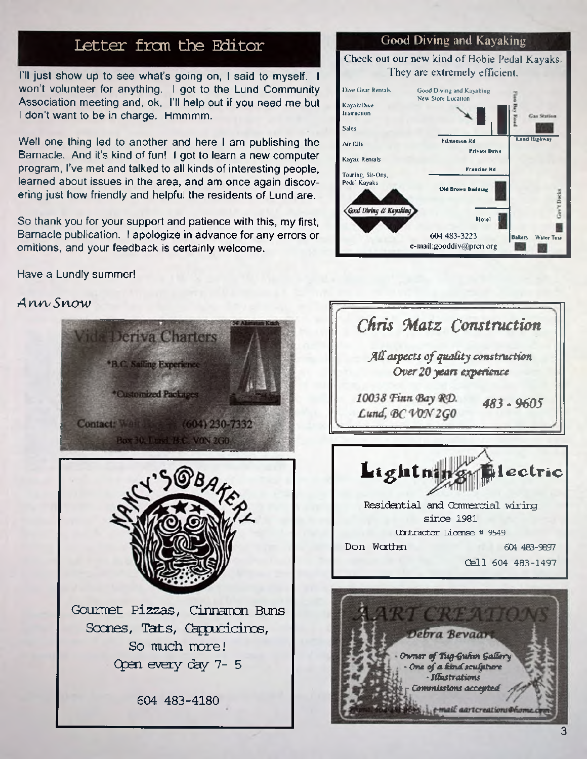## Letter from the Editor

I'll just show up to see what's going on, I said to myself. I won't volunteer for anything. I got to the Lund Community Association meeting and, ok, I'll help out if you need me but I don't want to be in charge. Hmmmm.

Well one thing led to another and here I am publishing the Barnacle. And it's kind of fun! I got to learn a new computer program, I've met and talked to all kinds of interesting people, learned about issues in the area, and am once again discovering just how friendly and helpful the residents of Lund are.

So thank you for your support and patience with this, my first, Barnacle publication. I apologize in advance for any errors or omitions, and your feedback is certainly welcome.

Have a Lundly summer!

*Ann Snow*

---

### Good Diving and Kayaking

Check out our new kind of Hobie Pedal Kayaks. They are extremely efficient.

- Dive Gear Rentals
- Kayak/Dive Instruction
- Sales
- Air fills
- Kayak Rentals
- Touring, Sit-Ons, Pedal Kayaks

Good Diving and Kayaking New Store Location

Finn Bay Road · Gas Station · Edmonson Rd · Lund Highway · Private Drive · Francine Rd · Old Brown Building · Hotel · Gov't Docks · Bakery · Water Taxi

*Good Diving & Kayaking*

604 483-3223
e-mail:gooddiv@prcn.org

---

### Vida Deriva Charters

34' Abernatum Ketch

*B.C. Sailing Experience

*Customized Packages

Contact: Wa... (604) 230-7332

Box 30, Lund, B.C. V0N 2G0

---

### Nancy's Bakery

Gourmet Pizzas, Cinnamon Buns
Scones, Tarts, Cappucicinos,
So much more!
Open every day 7- 5

604 483-4180

---

### *Chris Matz Construction*

*All aspects of quality construction*
*Over 20 years experience*

*10038 Finn Bay RD.*
*Lund, BC V0N 2G0*

*483 - 9605*

---

### Lightning Electric

Residential and Commercial wiring
since 1981
Contractor License # 9549

Don Worthen 604 483-9897
Cell 604 483-1497

---

### *AART CREATIONS*

*Debra Bevaart*

- *Owner of Tug-Gufim Gallery*
- *One of a kind sculpture*
- *Illustrations*
- *Commissions accepted*

phone: 604 48... e-mail: aartcreations@home.com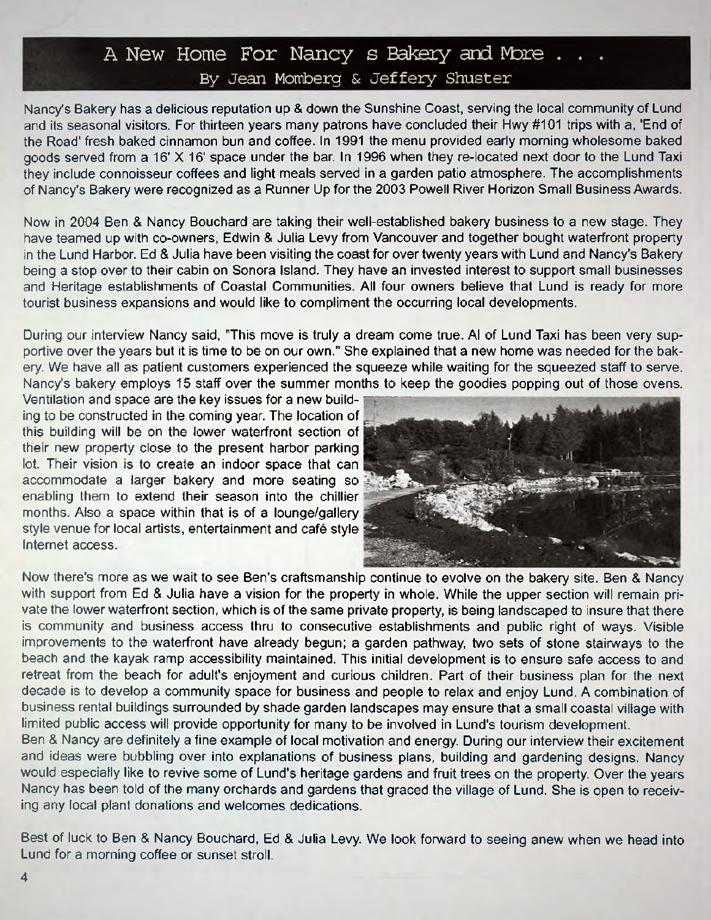## A New Home For Nancy s Bakery and More . . .

By Jean Momberg & Jeffery Shuster

Nancy's Bakery has a delicious reputation up & down the Sunshine Coast, serving the local community of Lund and its seasonal visitors. For thirteen years many patrons have concluded their Hwy #101 trips with a, 'End of the Road' fresh baked cinnamon bun and coffee. In 1991 the menu provided early morning wholesome baked goods served from a 16' X 16' space under the bar. In 1996 when they re-located next door to the Lund Taxi they include connoisseur coffees and light meals served in a garden patio atmosphere. The accomplishments of Nancy's Bakery were recognized as a Runner Up for the 2003 Powell River Horizon Small Business Awards.

Now in 2004 Ben & Nancy Bouchard are taking their well-established bakery business to a new stage. They have teamed up with co-owners, Edwin & Julia Levy from Vancouver and together bought waterfront property in the Lund Harbor. Ed & Julia have been visiting the coast for over twenty years with Lund and Nancy's Bakery being a stop over to their cabin on Sonora Island. They have an invested interest to support small businesses and Heritage establishments of Coastal Communities. All four owners believe that Lund is ready for more tourist business expansions and would like to compliment the occurring local developments.

During our interview Nancy said, "This move is truly a dream come true. Al of Lund Taxi has been very supportive over the years but it is time to be on our own." She explained that a new home was needed for the bakery. We have all as patient customers experienced the squeeze while waiting for the squeezed staff to serve. Nancy's bakery employs 15 staff over the summer months to keep the goodies popping out of those ovens. Ventilation and space are the key issues for a new building to be constructed in the coming year. The location of this building will be on the lower waterfront section of their new property close to the present harbor parking lot. Their vision is to create an indoor space that can accommodate a larger bakery and more seating so enabling them to extend their season into the chillier months. Also a space within that is of a lounge/gallery style venue for local artists, entertainment and café style Internet access.

Now there's more as we wait to see Ben's craftsmanship continue to evolve on the bakery site. Ben & Nancy with support from Ed & Julia have a vision for the property in whole. While the upper section will remain private the lower waterfront section, which is of the same private property, is being landscaped to insure that there is community and business access thru to consecutive establishments and public right of ways. Visible improvements to the waterfront have already begun; a garden pathway, two sets of stone stairways to the beach and the kayak ramp accessibility maintained. This initial development is to ensure safe access to and retreat from the beach for adult's enjoyment and curious children. Part of their business plan for the next decade is to develop a community space for business and people to relax and enjoy Lund. A combination of business rental buildings surrounded by shade garden landscapes may ensure that a small coastal village with limited public access will provide opportunity for many to be involved in Lund's tourism development.

Ben & Nancy are definitely a fine example of local motivation and energy. During our interview their excitement and ideas were bubbling over into explanations of business plans, building and gardening designs. Nancy would especially like to revive some of Lund's heritage gardens and fruit trees on the property. Over the years Nancy has been told of the many orchards and gardens that graced the village of Lund. She is open to receiving any local plant donations and welcomes dedications.

Best of luck to Ben & Nancy Bouchard, Ed & Julia Levy. We look forward to seeing anew when we head into Lund for a morning coffee or sunset stroll.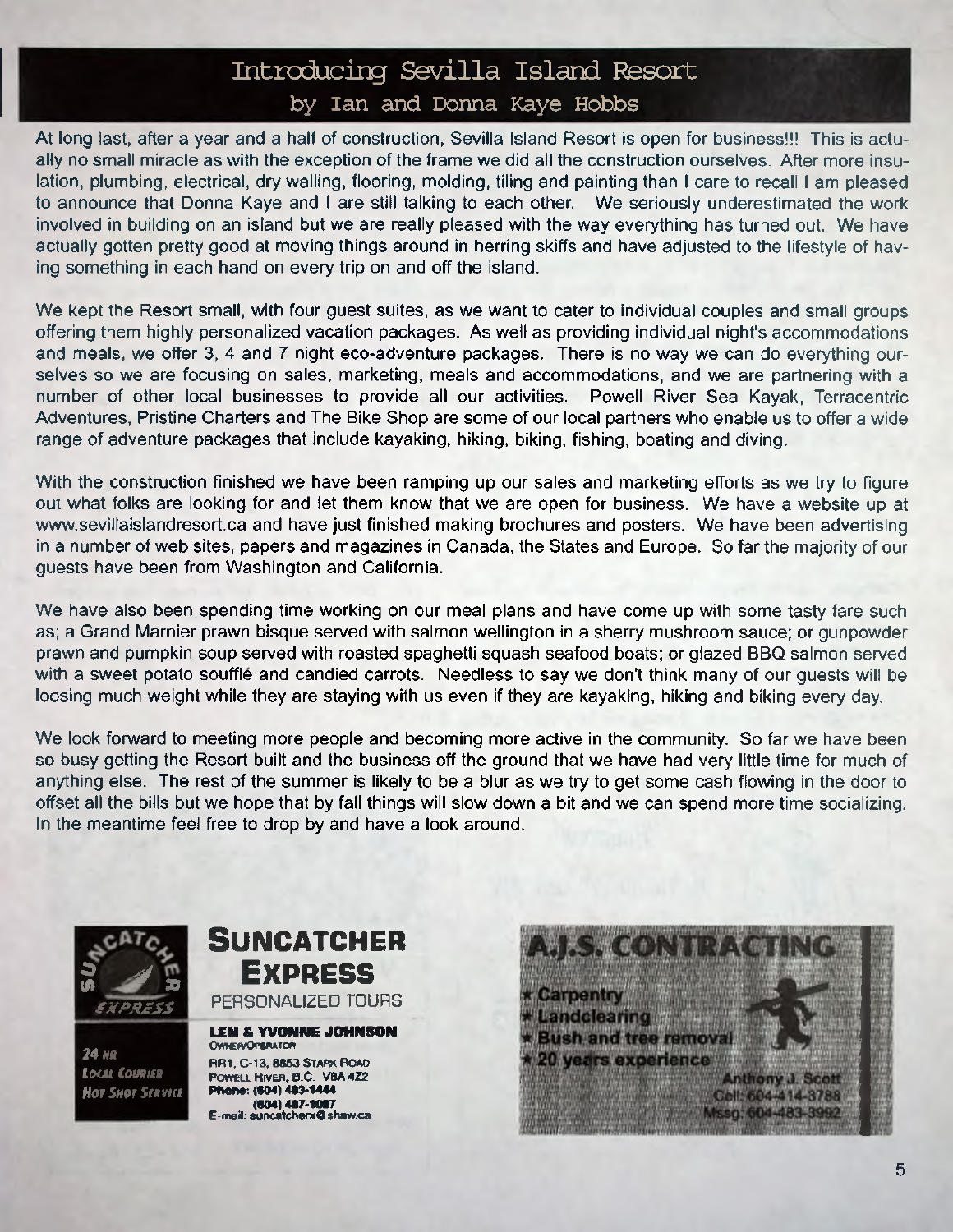# Introducing Sevilla Island Resort

## by Ian and Donna Kaye Hobbs

At long last, after a year and a half of construction, Sevilla Island Resort is open for business!!! This is actually no small miracle as with the exception of the frame we did all the construction ourselves. After more insulation, plumbing, electrical, dry walling, flooring, molding, tiling and painting than I care to recall I am pleased to announce that Donna Kaye and I are still talking to each other. We seriously underestimated the work involved in building on an island but we are really pleased with the way everything has turned out. We have actually gotten pretty good at moving things around in herring skiffs and have adjusted to the lifestyle of having something in each hand on every trip on and off the island.

We kept the Resort small, with four guest suites, as we want to cater to individual couples and small groups offering them highly personalized vacation packages. As well as providing individual night's accommodations and meals, we offer 3, 4 and 7 night eco-adventure packages. There is no way we can do everything ourselves so we are focusing on sales, marketing, meals and accommodations, and we are partnering with a number of other local businesses to provide all our activities. Powell River Sea Kayak, Terracentric Adventures, Pristine Charters and The Bike Shop are some of our local partners who enable us to offer a wide range of adventure packages that include kayaking, hiking, biking, fishing, boating and diving.

With the construction finished we have been ramping up our sales and marketing efforts as we try to figure out what folks are looking for and let them know that we are open for business. We have a website up at www.sevillaislandresort.ca and have just finished making brochures and posters. We have been advertising in a number of web sites, papers and magazines in Canada, the States and Europe. So far the majority of our guests have been from Washington and California.

We have also been spending time working on our meal plans and have come up with some tasty fare such as; a Grand Marnier prawn bisque served with salmon wellington in a sherry mushroom sauce; or gunpowder prawn and pumpkin soup served with roasted spaghetti squash seafood boats; or glazed BBQ salmon served with a sweet potato soufflé and candied carrots. Needless to say we don't think many of our guests will be loosing much weight while they are staying with us even if they are kayaking, hiking and biking every day.

We look forward to meeting more people and becoming more active in the community. So far we have been so busy getting the Resort built and the business off the ground that we have had very little time for much of anything else. The rest of the summer is likely to be a blur as we try to get some cash flowing in the door to offset all the bills but we hope that by fall things will slow down a bit and we can spend more time socializing. In the meantime feel free to drop by and have a look around.

**SUNCATCHER EXPRESS**
PERSONALIZED TOURS

24 HR LOCAL COURIER HOT SHOT SERVICE

**LEN & YVONNE JOHNSON**
OWNER/OPERATOR
RR1, C-13, 8853 STARK ROAD
POWELL RIVER, B.C. V8A 4Z2
Phone: (604) 483-1444
(604) 487-1087
E-mail: suncatcherx@shaw.ca

**A.J.S. CONTRACTING**

* Carpentry
* Landclearing
* Bush and tree removal
* 20 years experience

Anthony J. Scott
Cell: 604-414-3788
Mssg: 604-483-3992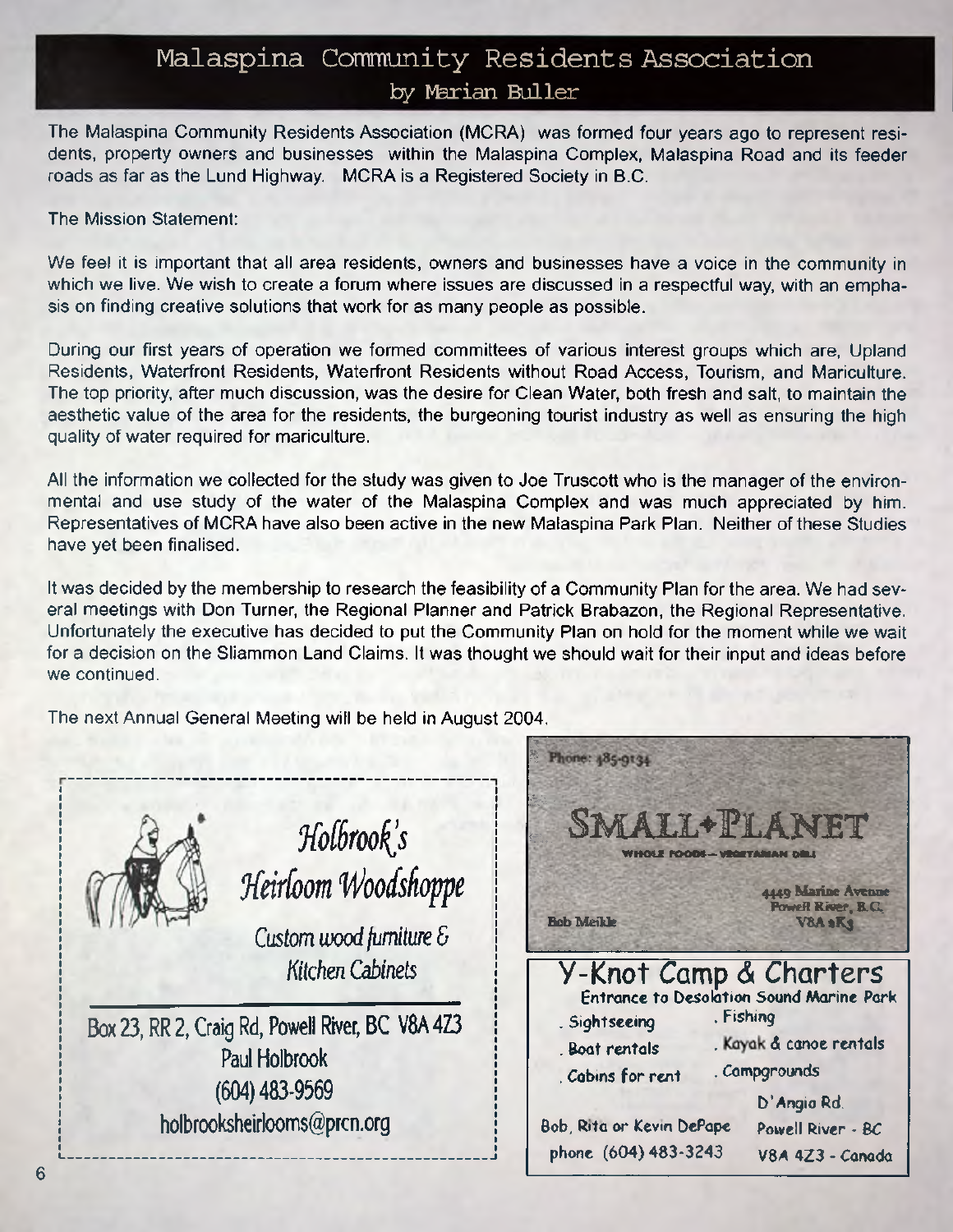# Malaspina Community Residents Association

by Marian Buller

The Malaspina Community Residents Association (MCRA) was formed four years ago to represent residents, property owners and businesses within the Malaspina Complex, Malaspina Road and its feeder roads as far as the Lund Highway. MCRA is a Registered Society in B.C.

The Mission Statement:

We feel it is important that all area residents, owners and businesses have a voice in the community in which we live. We wish to create a forum where issues are discussed in a respectful way, with an emphasis on finding creative solutions that work for as many people as possible.

During our first years of operation we formed committees of various interest groups which are, Upland Residents, Waterfront Residents, Waterfront Residents without Road Access, Tourism, and Mariculture. The top priority, after much discussion, was the desire for Clean Water, both fresh and salt, to maintain the aesthetic value of the area for the residents, the burgeoning tourist industry as well as ensuring the high quality of water required for mariculture.

All the information we collected for the study was given to Joe Truscott who is the manager of the environmental and use study of the water of the Malaspina Complex and was much appreciated by him. Representatives of MCRA have also been active in the new Malaspina Park Plan. Neither of these Studies have yet been finalised.

It was decided by the membership to research the feasibility of a Community Plan for the area. We had several meetings with Don Turner, the Regional Planner and Patrick Brabazon, the Regional Representative. Unfortunately the executive has decided to put the Community Plan on hold for the moment while we wait for a decision on the Sliammon Land Claims. It was thought we should wait for their input and ideas before we continued.

The next Annual General Meeting will be held in August 2004.

---

*Holbrook's Heirloom Woodshoppe*

*Custom wood furniture & Kitchen Cabinets*

Box 23, RR 2, Craig Rd, Powell River, BC V8A 4Z3
Paul Holbrook
(604) 483-9569
holbrooksheirlooms@prcn.org

---

Phone: 485-9134

**SMALL+PLANET**

WHOLE FOODS — VEGETARIAN DELI

Bob Meikle

4449 Marine Avenue
Powell River, B.C.
V8A 2K3

---

**Y-Knot Camp & Charters**

Entrance to Desolation Sound Marine Park

- Sightseeing
- Fishing
- Boat rentals
- Kayak & canoe rentals
- Cabins for rent
- Campgrounds

Bob, Rita or Kevin DePape
phone (604) 483-3243

D'Angio Rd.
Powell River - BC
V8A 4Z3 - Canada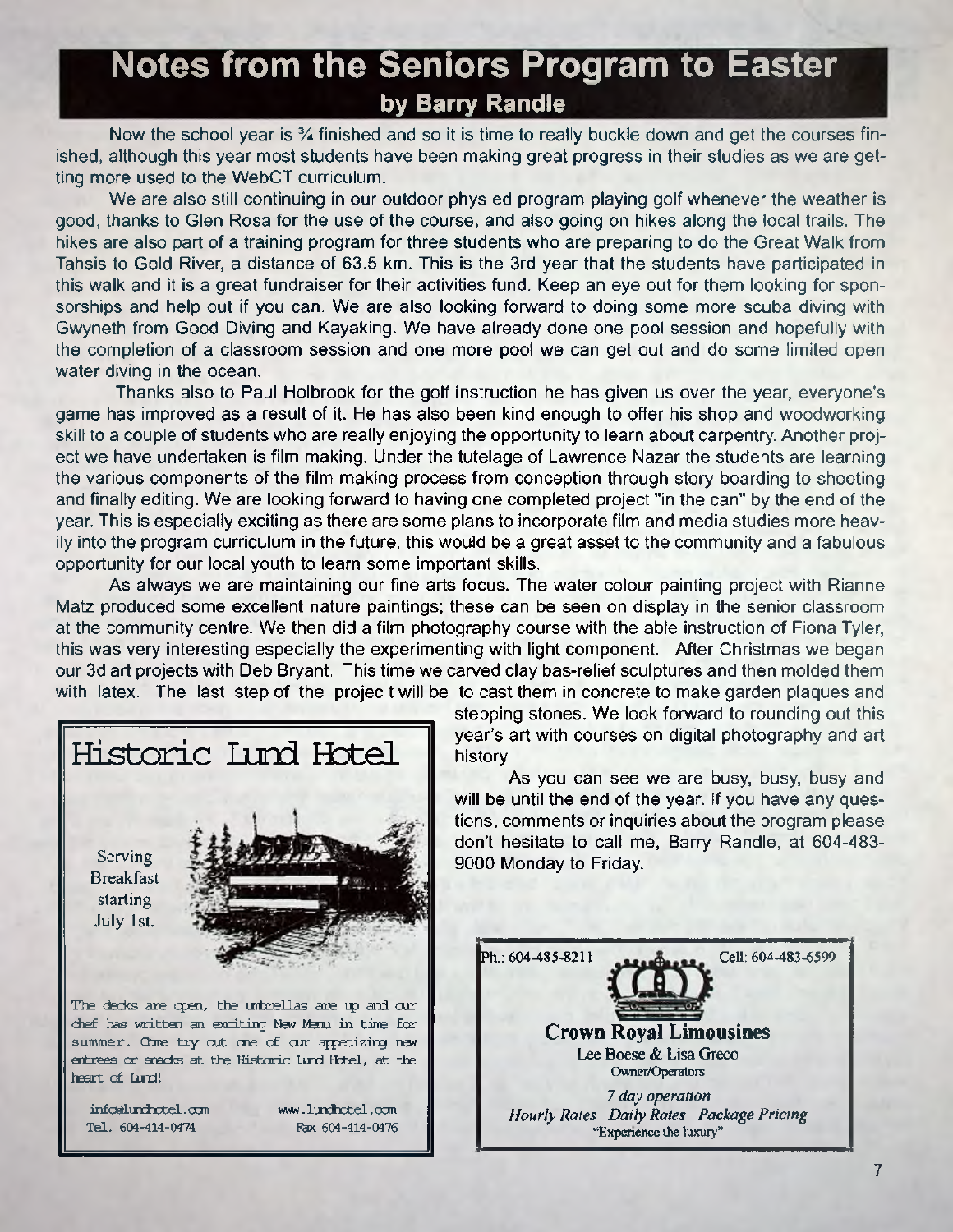# Notes from the Seniors Program to Easter

## by Barry Randle

Now the school year is ¾ finished and so it is time to really buckle down and get the courses finished, although this year most students have been making great progress in their studies as we are getting more used to the WebCT curriculum.

We are also still continuing in our outdoor phys ed program playing golf whenever the weather is good, thanks to Glen Rosa for the use of the course, and also going on hikes along the local trails. The hikes are also part of a training program for three students who are preparing to do the Great Walk from Tahsis to Gold River, a distance of 63.5 km. This is the 3rd year that the students have participated in this walk and it is a great fundraiser for their activities fund. Keep an eye out for them looking for sponsorships and help out if you can. We are also looking forward to doing some more scuba diving with Gwyneth from Good Diving and Kayaking. We have already done one pool session and hopefully with the completion of a classroom session and one more pool we can get out and do some limited open water diving in the ocean.

Thanks also to Paul Holbrook for the golf instruction he has given us over the year, everyone's game has improved as a result of it. He has also been kind enough to offer his shop and woodworking skill to a couple of students who are really enjoying the opportunity to learn about carpentry. Another project we have undertaken is film making. Under the tutelage of Lawrence Nazar the students are learning the various components of the film making process from conception through story boarding to shooting and finally editing. We are looking forward to having one completed project "in the can" by the end of the year. This is especially exciting as there are some plans to incorporate film and media studies more heavily into the program curriculum in the future, this would be a great asset to the community and a fabulous opportunity for our local youth to learn some important skills.

As always we are maintaining our fine arts focus. The water colour painting project with Rianne Matz produced some excellent nature paintings; these can be seen on display in the senior classroom at the community centre. We then did a film photography course with the able instruction of Fiona Tyler, this was very interesting especially the experimenting with light component. After Christmas we began our 3d art projects with Deb Bryant. This time we carved clay bas-relief sculptures and then molded them with latex. The last step of the project will be to cast them in concrete to make garden plaques and stepping stones. We look forward to rounding out this year's art with courses on digital photography and art history.

As you can see we are busy, busy, busy and will be until the end of the year. If you have any questions, comments or inquiries about the program please don't hesitate to call me, Barry Randle, at 604-483-9000 Monday to Friday.

---

## Historic Lund Hotel

Serving Breakfast starting July 1st.

The decks are open, the umbrellas are up and our chef has written an exciting New Menu in time for summer. Come try out one of our appetizing new entrees or snacks at the Historic Lund Hotel, at the heart of Lund!

info@lundhotel.com — www.lundhotel.com

Tel. 604-414-0474 — Fax 604-414-0476

---

Ph.: 604-485-8211 — Cell: 604-483-6599

**Crown Royal Limousines**

Lee Boese & Lisa Greco
Owner/Operators

*7 day operation*

*Hourly Rates Daily Rates Package Pricing*

"Experience the luxury"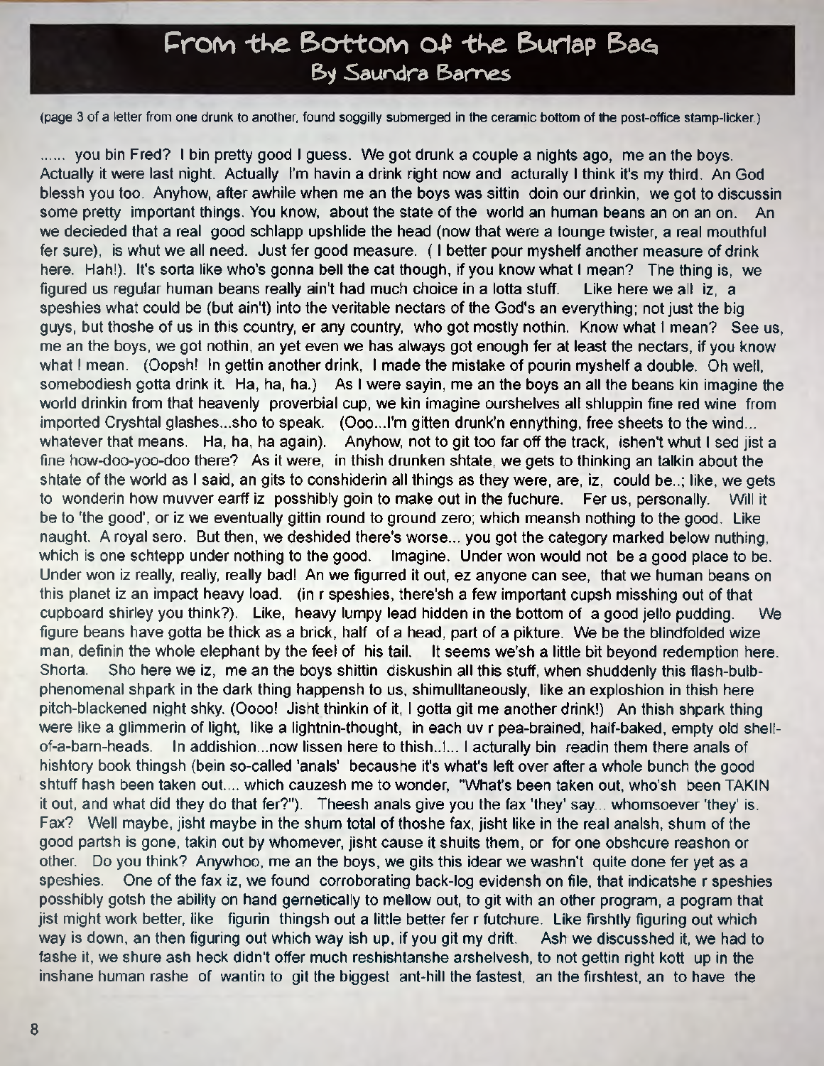# From the Bottom of the Burlap Bag
## By Saundra Barnes

(page 3 of a letter from one drunk to another, found soggilly submerged in the ceramic bottom of the post-office stamp-licker.)

...... you bin Fred? I bin pretty good I guess. We got drunk a couple a nights ago, me an the boys. Actually it were last night. Actually I'm havin a drink right now and acturally I think it's my third. An God blessh you too. Anyhow, after awhile when me an the boys was sittin doin our drinkin, we got to discussin some pretty important things. You know, about the state of the world an human beans an on an on. An we decieded that a real good schlapp upshlide the head (now that were a tounge twister, a real mouthful fer sure), is whut we all need. Just fer good measure. ( I better pour myshelf another measure of drink here. Hah!). It's sorta like who's gonna bell the cat though, if you know what I mean? The thing is, we figured us regular human beans really ain't had much choice in a lotta stuff. Like here we all iz, a speshies what could be (but ain't) into the veritable nectars of the God's an everything; not just the big guys, but thoshe of us in this country, er any country, who got mostly nothin. Know what I mean? See us, me an the boys, we got nothin, an yet even we has always got enough fer at least the nectars, if you know what I mean. (Oopsh! In gettin another drink, I made the mistake of pourin myshelf a double. Oh well, somebodiesh gotta drink it. Ha, ha, ha.) As I were sayin, me an the boys an all the beans kin imagine the world drinkin from that heavenly proverbial cup, we kin imagine ourshelves all shluppin fine red wine from imported Cryshtal glashes...sho to speak. (Ooo...I'm gitten drunk'n ennything, free sheets to the wind... whatever that means. Ha, ha, ha again). Anyhow, not to git too far off the track, ishen't whut I sed jist a fine how-doo-yoo-doo there? As it were, in thish drunken shtate, we gets to thinking an talkin about the shtate of the world as I said, an gits to conshiderin all things as they were, are, iz, could be..; like, we gets to wonderin how muvver earff iz posshibly goin to make out in the fuchure. Fer us, personally. Will it be to 'the good', or iz we eventually gittin round to ground zero; which meansh nothing to the good. Like naught. A royal sero. But then, we deshided there's worse... you got the category marked below nuthing, which is one schtepp under nothing to the good. Imagine. Under won would not be a good place to be. Under won iz really, really, really bad! An we figurred it out, ez anyone can see, that we human beans on this planet iz an impact heavy load. (in r speshies, there'sh a few important cupsh misshing out of that cupboard shirley you think?). Like, heavy lumpy lead hidden in the bottom of a good jello pudding. We figure beans have gotta be thick as a brick, half of a head, part of a pikture. We be the blindfolded wize man, definin the whole elephant by the feel of his tail. It seems we'sh a little bit beyond redemption here. Shorta. Sho here we iz, me an the boys shittin diskushin all this stuff, when shuddenly this flash-bulb-phenomenal shpark in the dark thing happensh to us, shimulltaneously, like an exploshion in thish here pitch-blackened night shky. (Oooo! Jisht thinkin of it, I gotta git me another drink!) An thish shpark thing were like a glimmerin of light, like a lightnin-thought, in each uv r pea-brained, half-baked, empty old shell-of-a-barn-heads. In addishion...now lissen here to thish..!... I acturally bin readin them there anals of hishtory book thingsh (bein so-called 'anals' becaushe it's what's left over after a whole bunch the good shtuff hash been taken out.... which cauzesh me to wonder, "What's been taken out, who'sh been TAKIN it out, and what did they do that fer?"). Theesh anals give you the fax 'they' say... whomsoever 'they' is. Fax? Well maybe, jisht maybe in the shum total of thoshe fax, jisht like in the real analsh, shum of the good partsh is gone, takin out by whomever, jisht cause it shuits them, or for one obshcure reashon or other. Do you think? Anywhoo, me an the boys, we gits this idear we washn't quite done fer yet as a speshies. One of the fax iz, we found corroborating back-log evidensh on file, that indicatshe r speshies posshibly gotsh the ability on hand gernetically to mellow out, to git with an other program, a pogram that jist might work better, like figurin thingsh out a little better fer r futchure. Like firshtly figuring out which way is down, an then figuring out which way ish up, if you git my drift. Ash we discusshed it, we had to fashe it, we shure ash heck didn't offer much reshishtanshe arshelvesh, to not gettin right kott up in the inshane human rashe of wantin to git the biggest ant-hill the fastest, an the firshtest, an to have the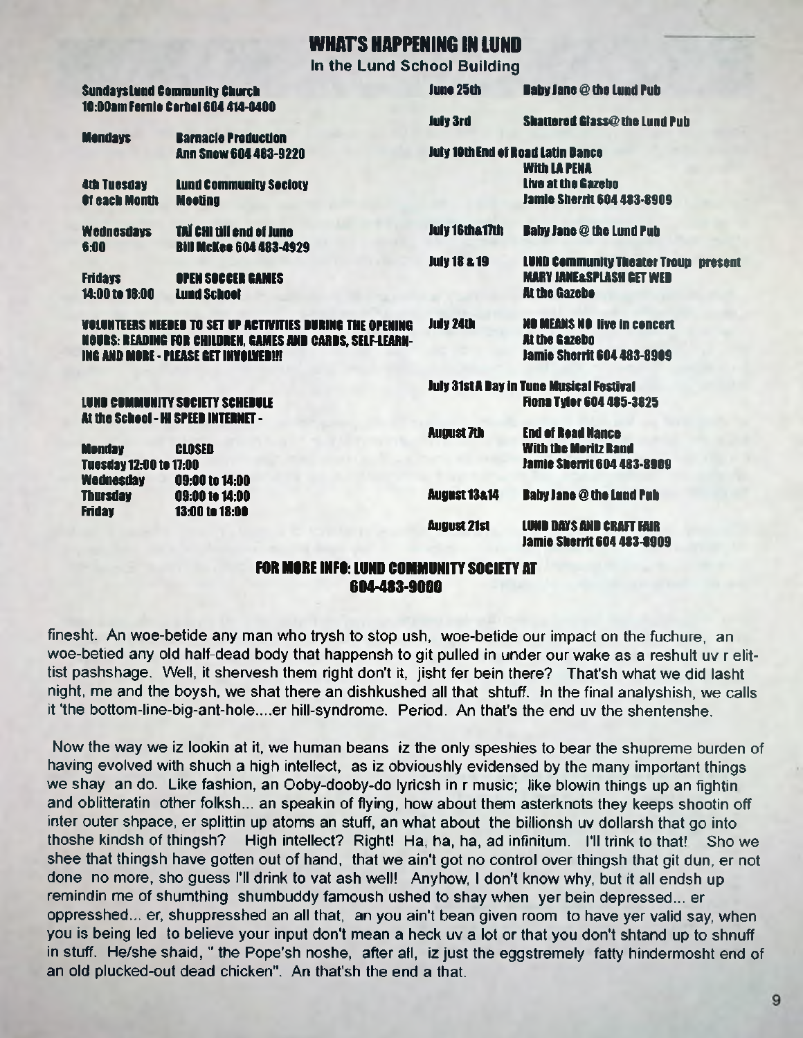## WHAT'S HAPPENING IN LUND

In the Lund School Building

**Sundays Lund Community Church**
**10:00am Fernie Corbel 604 414-0400**

**Mondays** — **Barnacle Production**
**Ann Snow 604 483-9220**

**4th Tuesday of each Month** — **Lund Community Society Meeting**

**Wednesdays 6:00** — **TAI CHI till end of June**
**Bill McKee 604 483-4929**

**Fridays 14:00 to 18:00** — **OPEN SOCCER GAMES**
**Lund School**

**VOLUNTEERS NEEDED TO SET UP ACTIVITIES DURING THE OPENING HOURS: READING FOR CHILDREN, GAMES AND CARDS, SELF-LEARNING AND MORE - PLEASE GET INVOLVED!!!**

**LUND COMMUNITY SOCIETY SCHEDULE**
**At the School - HI SPEED INTERNET -**

| | |
|---|---|
| **Monday** | **CLOSED** |
| **Tuesday** | **12:00 to 17:00** |
| **Wednesday** | **09:00 to 14:00** |
| **Thursday** | **09:00 to 14:00** |
| **Friday** | **13:00 to 18:00** |

**June 25th** — **Baby Jane @ the Lund Pub**

**July 3rd** — **Shattered Glass@ the Lund Pub**

**July 10th End of Road Latin Dance**
**With LA PENA**
**Live at the Gazebo**
**Jamie Sherrit 604 483-8909**

**July 16th&17th** — **Baby Jane @ the Lund Pub**

**July 18 & 19** — **LUND Community Theater Troup present MARY JANE&SPLASH GET WED**
**At the Gazebo**

**July 24th** — **NO MEANS NO live in concert**
**At the Gazebo**
**Jamie Sherrit 604 483-8909**

**July 31st A Day in Tune Musical Festival**
**Fiona Tyler 604 485-3825**

**August 7th** — **End of Road Dance**
**With the Moritz Band**
**Jamie Sherrit 604 483-8909**

**August 13&14** — **Baby Jane @ the Lund Pub**

**August 21st** — **LUND DAYS AND CRAFT FAIR**
**Jamie Sherrit 604 483-8909**

**FOR MORE INFO: LUND COMMUNITY SOCIETY AT 604-483-9000**

finesht. An woe-betide any man who trysh to stop ush, woe-betide our impact on the fuchure, an woe-betied any old half-dead body that happensh to git pulled in under our wake as a reshult uv r elittist pashshage. Well, it shervesh them right don't it, jisht fer bein there? That'sh what we did lasht night, me and the boysh, we shat there an dishkushed all that shtuff. In the final analyshish, we calls it 'the bottom-line-big-ant-hole....er hill-syndrome. Period. An that's the end uv the shentenshe.

Now the way we iz lookin at it, we human beans iz the only speshies to bear the shupreme burden of having evolved with shuch a high intellect, as iz obvioushly evidensed by the many important things we shay an do. Like fashion, an Ooby-dooby-do lyricsh in r music; like blowin things up an fightin and oblitteratin other folksh... an speakin of flying, how about them asterknots they keeps shootin off inter outer shpace, er splittin up atoms an stuff, an what about the billionsh uv dollarsh that go into thoshe kindsh of thingsh? High intellect? Right! Ha, ha, ha, ad infinitum. I'll trink to that! Sho we shee that thingsh have gotten out of hand, that we ain't got no control over thingsh that git dun, er not done no more, sho guess I'll drink to vat ash well! Anyhow, I don't know why, but it all endsh up remindin me of shumthing shumbuddy famoush ushed to shay when yer bein depressed... er oppresshed... er, shuppresshed an all that, an you ain't bean given room to have yer valid say, when you is being led to believe your input don't mean a heck uv a lot or that you don't shtand up to shnuff in stuff. He/she shaid, " the Pope'sh noshe, after all, iz just the eggstremely fatty hindermosht end of an old plucked-out dead chicken". An that'sh the end a that.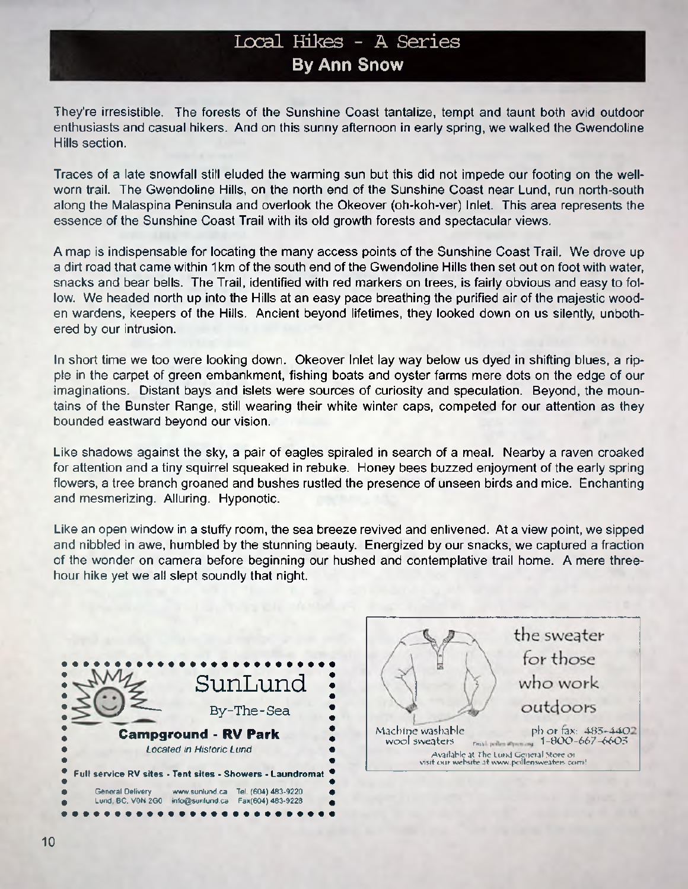# Local Hikes - A Series

**By Ann Snow**

They're irresistible. The forests of the Sunshine Coast tantalize, tempt and taunt both avid outdoor enthusiasts and casual hikers. And on this sunny afternoon in early spring, we walked the Gwendoline Hills section.

Traces of a late snowfall still eluded the warming sun but this did not impede our footing on the well-worn trail. The Gwendoline Hills, on the north end of the Sunshine Coast near Lund, run north-south along the Malaspina Peninsula and overlook the Okeover (oh-koh-ver) Inlet. This area represents the essence of the Sunshine Coast Trail with its old growth forests and spectacular views.

A map is indispensable for locating the many access points of the Sunshine Coast Trail. We drove up a dirt road that came within 1km of the south end of the Gwendoline Hills then set out on foot with water, snacks and bear bells. The Trail, identified with red markers on trees, is fairly obvious and easy to follow. We headed north up into the Hills at an easy pace breathing the purified air of the majestic wooden wardens, keepers of the Hills. Ancient beyond lifetimes, they looked down on us silently, unbothered by our intrusion.

In short time we too were looking down. Okeover Inlet lay way below us dyed in shifting blues, a ripple in the carpet of green embankment, fishing boats and oyster farms mere dots on the edge of our imaginations. Distant bays and islets were sources of curiosity and speculation. Beyond, the mountains of the Bunster Range, still wearing their white winter caps, competed for our attention as they bounded eastward beyond our vision.

Like shadows against the sky, a pair of eagles spiraled in search of a meal. Nearby a raven croaked for attention and a tiny squirrel squeaked in rebuke. Honey bees buzzed enjoyment of the early spring flowers, a tree branch groaned and bushes rustled the presence of unseen birds and mice. Enchanting and mesmerizing. Alluring. Hyponotic.

Like an open window in a stuffy room, the sea breeze revived and enlivened. At a view point, we sipped and nibbled in awe, humbled by the stunning beauty. Energized by our snacks, we captured a fraction of the wonder on camera before beginning our hushed and contemplative trail home. A mere three-hour hike yet we all slept soundly that night.

---

**SunLund**
By-The-Sea

**Campground - RV Park**
*Located in Historic Lund*

**Full service RV sites - Tent sites - Showers - Laundromat**

General Delivery, Lund, BC. V0N 2G0 · www.sunlund.ca · info@sunlund.ca · Tel. (604) 483-9220 · Fax(604) 483-9228

---

the sweater for those who work outdoors

Machine washable wool sweaters

ph or fax: 483-4402
1-800-667-6603

Available at The Lund General Store or visit our website at www.pollensweaters.com!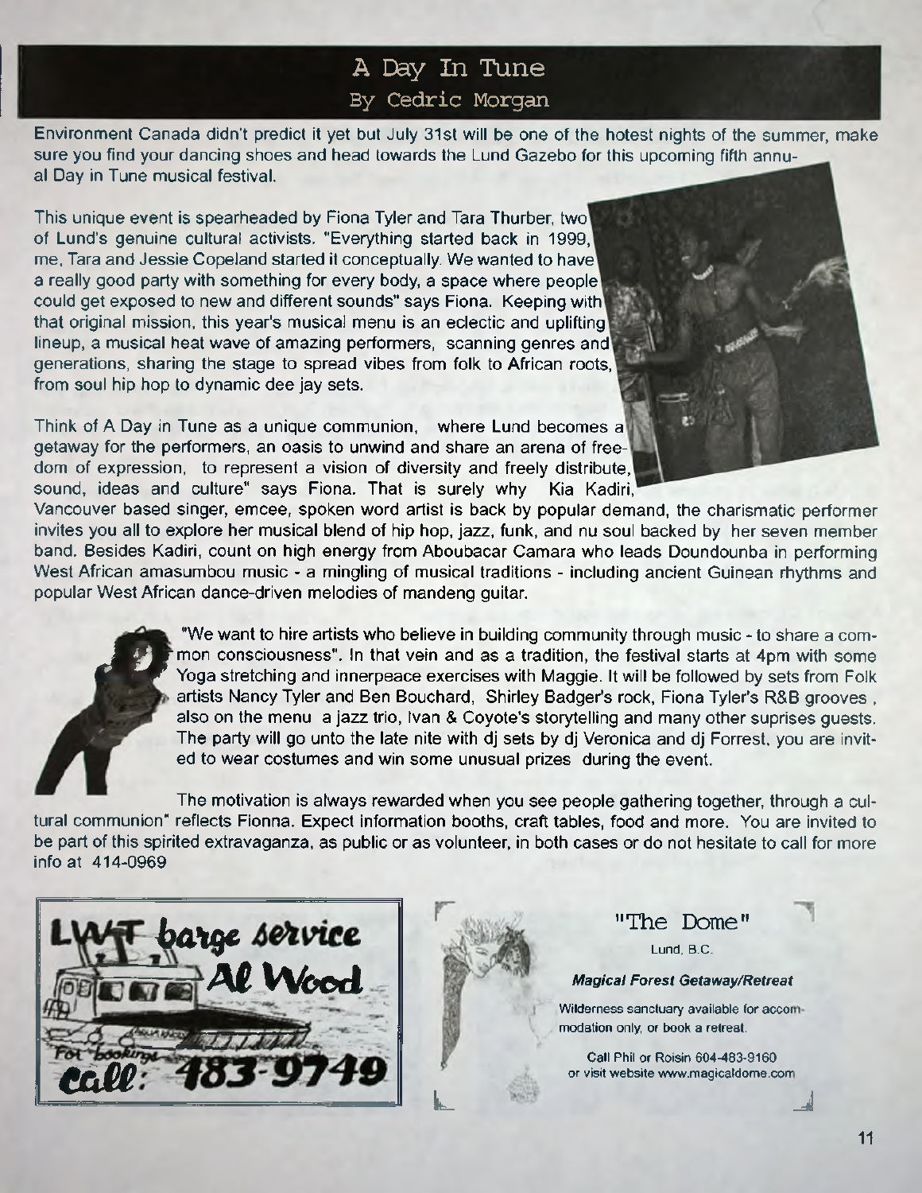# A Day In Tune

## By Cedric Morgan

Environment Canada didn't predict it yet but July 31st will be one of the hotest nights of the summer, make sure you find your dancing shoes and head towards the Lund Gazebo for this upcoming fifth annual Day in Tune musical festival.

This unique event is spearheaded by Fiona Tyler and Tara Thurber, two of Lund's genuine cultural activists. "Everything started back in 1999, me, Tara and Jessie Copeland started it conceptually. We wanted to have a really good party with something for every body, a space where people could get exposed to new and different sounds" says Fiona. Keeping with that original mission, this year's musical menu is an eclectic and uplifting lineup, a musical heat wave of amazing performers, scanning genres and generations, sharing the stage to spread vibes from folk to African roots, from soul hip hop to dynamic dee jay sets.

Think of A Day in Tune as a unique communion, where Lund becomes a getaway for the performers, an oasis to unwind and share an arena of freedom of expression, to represent a vision of diversity and freely distribute, sound, ideas and culture" says Fiona. That is surely why Kia Kadiri, Vancouver based singer, emcee, spoken word artist is back by popular demand, the charismatic performer invites you all to explore her musical blend of hip hop, jazz, funk, and nu soul backed by her seven member band. Besides Kadiri, count on high energy from Aboubacar Camara who leads Doundounba in performing West African amasumbou music - a mingling of musical traditions - including ancient Guinean rhythms and popular West African dance-driven melodies of mandeng guitar.

"We want to hire artists who believe in building community through music - to share a common consciousness". In that vein and as a tradition, the festival starts at 4pm with some Yoga stretching and innerpeace exercises with Maggie. It will be followed by sets from Folk artists Nancy Tyler and Ben Bouchard, Shirley Badger's rock, Fiona Tyler's R&B grooves , also on the menu a jazz trio, Ivan & Coyote's storytelling and many other suprises guests. The party will go unto the late nite with dj sets by dj Veronica and dj Forrest, you are invited to wear costumes and win some unusual prizes during the event.

The motivation is always rewarded when you see people gathering together, through a cultural communion" reflects Fionna. Expect information booths, craft tables, food and more. You are invited to be part of this spirited extravaganza, as public or as volunteer, in both cases or do not hesitate to call for more info at 414-0969

LWT barge service
Al Wood
For bookings call: 483-9749

"The Dome"
Lund, B.C.

***Magical Forest Getaway/Retreat***

Wilderness sanctuary available for accommodation only, or book a retreat.

Call Phil or Roisin 604-483-9160
or visit website www.magicaldome.com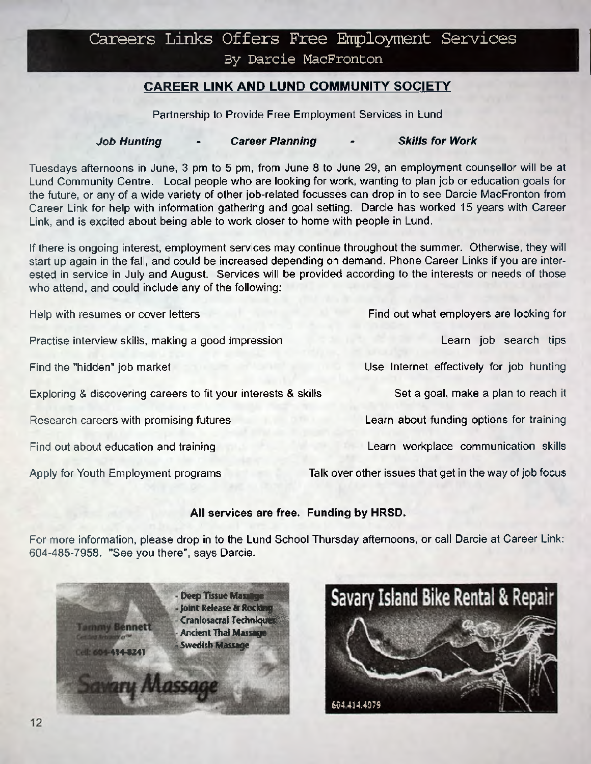# Careers Links Offers Free Employment Services

By Darcie MacFronton

## CAREER LINK AND LUND COMMUNITY SOCIETY

Partnership to Provide Free Employment Services in Lund

***Job Hunting*** - ***Career Planning*** - ***Skills for Work***

Tuesdays afternoons in June, 3 pm to 5 pm, from June 8 to June 29, an employment counsellor will be at Lund Community Centre. Local people who are looking for work, wanting to plan job or education goals for the future, or any of a wide variety of other job-related focusses can drop in to see Darcie MacFronton from Career Link for help with information gathering and goal setting. Darcie has worked 15 years with Career Link, and is excited about being able to work closer to home with people in Lund.

If there is ongoing interest, employment services may continue throughout the summer. Otherwise, they will start up again in the fall, and could be increased depending on demand. Phone Career Links if you are interested in service in July and August. Services will be provided according to the interests or needs of those who attend, and could include any of the following:

- Help with resumes or cover letters
- Find out what employers are looking for
- Practise interview skills, making a good impression
- Learn job search tips
- Find the "hidden" job market
- Use Internet effectively for job hunting
- Exploring & discovering careers to fit your interests & skills
- Set a goal, make a plan to reach it
- Research careers with promising futures
- Learn about funding options for training
- Find out about education and training
- Learn workplace communication skills
- Apply for Youth Employment programs
- Talk over other issues that get in the way of job focus

**All services are free. Funding by HRSD.**

For more information, please drop in to the Lund School Thursday afternoons, or call Darcie at Career Link: 604-485-7958. "See you there", says Darcie.

Tammy Bennett
Cell: 604-414-8241

- Deep Tissue Massage
- Joint Release & Rocking
- Craniosacral Techniques
- Ancient Thai Massage
- Swedish Massage

Savary Massage

Savary Island Bike Rental & Repair

604.414.4079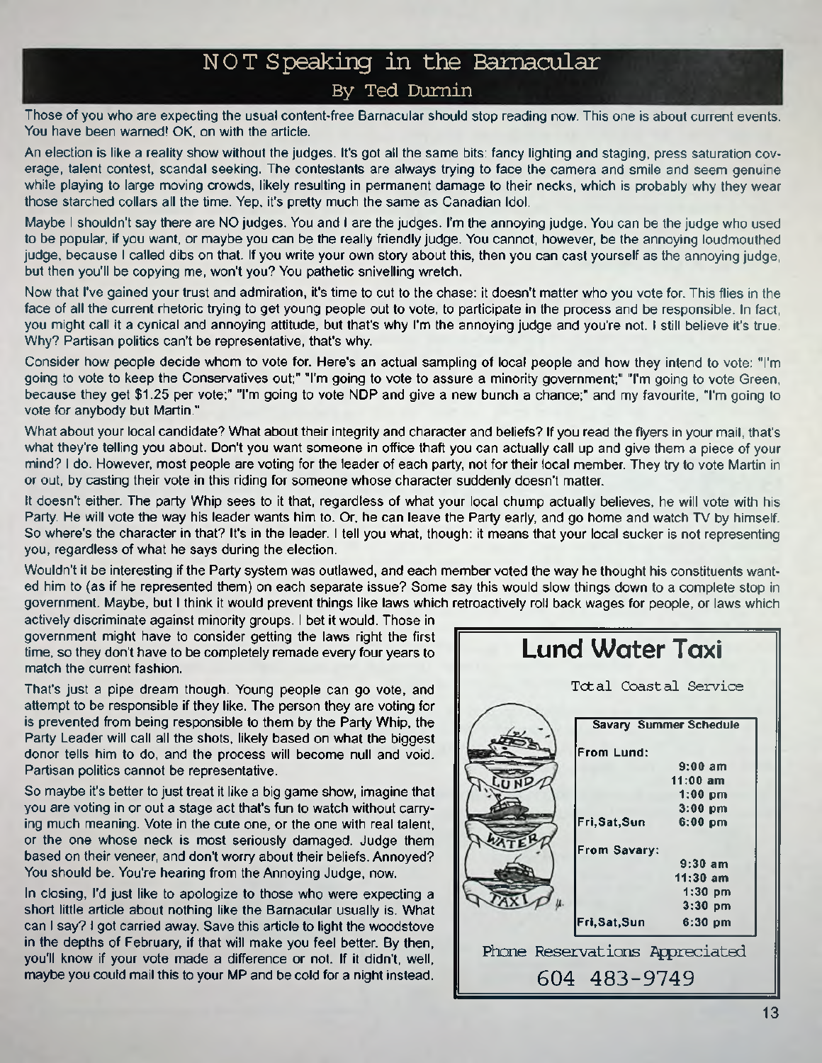# NOT Speaking in the Barnacular

### By Ted Durnin

Those of you who are expecting the usual content-free Barnacular should stop reading now. This one is about current events. You have been warned! OK, on with the article.

An election is like a reality show without the judges. It's got all the same bits: fancy lighting and staging, press saturation coverage, talent contest, scandal seeking. The contestants are always trying to face the camera and smile and seem genuine while playing to large moving crowds, likely resulting in permanent damage to their necks, which is probably why they wear those starched collars all the time. Yep, it's pretty much the same as Canadian Idol.

Maybe I shouldn't say there are NO judges. You and I are the judges. I'm the annoying judge. You can be the judge who used to be popular, if you want, or maybe you can be the really friendly judge. You cannot, however, be the annoying loudmouthed judge, because I called dibs on that. If you write your own story about this, then you can cast yourself as the annoying judge, but then you'll be copying me, won't you? You pathetic snivelling wretch.

Now that I've gained your trust and admiration, it's time to cut to the chase: it doesn't matter who you vote for. This flies in the face of all the current rhetoric trying to get young people out to vote, to participate in the process and be responsible. In fact, you might call it a cynical and annoying attitude, but that's why I'm the annoying judge and you're not. I still believe it's true. Why? Partisan politics can't be representative, that's why.

Consider how people decide whom to vote for. Here's an actual sampling of local people and how they intend to vote: "I'm going to vote to keep the Conservatives out;" "I'm going to vote to assure a minority government;" "I'm going to vote Green, because they get $1.25 per vote;" "I'm going to vote NDP and give a new bunch a chance;" and my favourite, "I'm going to vote for anybody but Martin."

What about your local candidate? What about their integrity and character and beliefs? If you read the flyers in your mail, that's what they're telling you about. Don't you want someone in office thaft you can actually call up and give them a piece of your mind? I do. However, most people are voting for the leader of each party, not for their local member. They try to vote Martin in or out, by casting their vote in this riding for someone whose character suddenly doesn't matter.

It doesn't either. The party Whip sees to it that, regardless of what your local chump actually believes, he will vote with his Party. He will vote the way his leader wants him to. Or, he can leave the Party early, and go home and watch TV by himself. So where's the character in that? It's in the leader. I tell you what, though: it means that your local sucker is not representing you, regardless of what he says during the election.

Wouldn't it be interesting if the Party system was outlawed, and each member voted the way he thought his constituents wanted him to (as if he represented them) on each separate issue? Some say this would slow things down to a complete stop in government. Maybe, but I think it would prevent things like laws which retroactively roll back wages for people, or laws which actively discriminate against minority groups. I bet it would. Those in government might have to consider getting the laws right the first time, so they don't have to be completely remade every four years to match the current fashion.

That's just a pipe dream though. Young people can go vote, and attempt to be responsible if they like. The person they are voting for is prevented from being responsible to them by the Party Whip, the Party Leader will call all the shots, likely based on what the biggest donor tells him to do, and the process will become null and void. Partisan politics cannot be representative.

So maybe it's better to just treat it like a big game show, imagine that you are voting in or out a stage act that's fun to watch without carrying much meaning. Vote in the cute one, or the one with real talent, or the one whose neck is most seriously damaged. Judge them based on their veneer, and don't worry about their beliefs. Annoyed? You should be. You're hearing from the Annoying Judge, now.

In closing, I'd just like to apologize to those who were expecting a short little article about nothing like the Barnacular usually is. What can I say? I got carried away. Save this article to light the woodstove in the depths of February, if that will make you feel better. By then, you'll know if your vote made a difference or not. If it didn't, well, maybe you could mail this to your MP and be cold for a night instead.

---

## Lund Water Taxi

Total Coastal Service

**Savary Summer Schedule**

| | |
|---|---|
| **From Lund:** | |
| | **9:00 am** |
| | **11:00 am** |
| | **1:00 pm** |
| | **3:00 pm** |
| **Fri,Sat,Sun** | **6:00 pm** |
| **From Savary:** | |
| | **9:30 am** |
| | **11:30 am** |
| | **1:30 pm** |
| | **3:30 pm** |
| **Fri,Sat,Sun** | **6:30 pm** |

Phone Reservations Appreciated

604 483-9749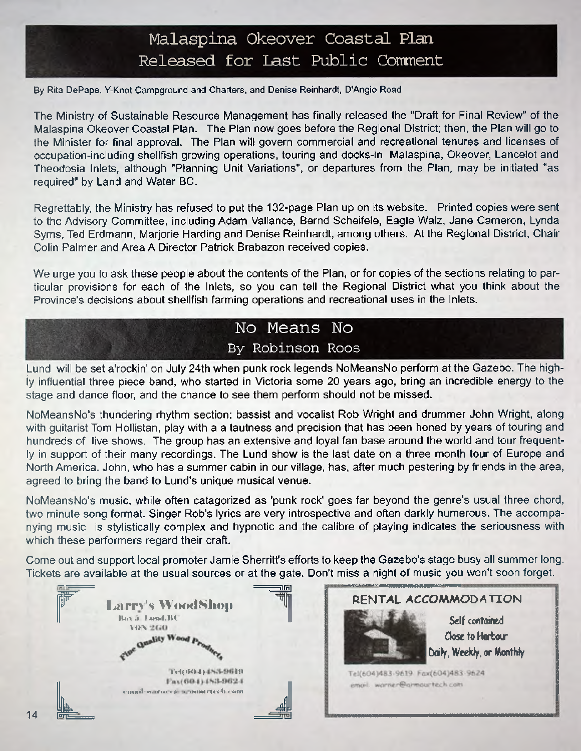# Malaspina Okeover Coastal Plan Released for Last Public Comment

By Rita DePape, Y-Knot Campground and Charters, and Denise Reinhardt, D'Angio Road

The Ministry of Sustainable Resource Management has finally released the "Draft for Final Review" of the Malaspina Okeover Coastal Plan. The Plan now goes before the Regional District; then, the Plan will go to the Minister for final approval. The Plan will govern commercial and recreational tenures and licenses of occupation-including shellfish growing operations, touring and docks-in Malaspina, Okeover, Lancelot and Theodosia Inlets, although "Planning Unit Variations", or departures from the Plan, may be initiated "as required" by Land and Water BC.

Regrettably, the Ministry has refused to put the 132-page Plan up on its website. Printed copies were sent to the Advisory Committee, including Adam Vallance, Bernd Scheifele, Eagle Walz, Jane Cameron, Lynda Syms, Ted Erdmann, Marjorie Harding and Denise Reinhardt, among others. At the Regional District, Chair Colin Palmer and Area A Director Patrick Brabazon received copies.

We urge you to ask these people about the contents of the Plan, or for copies of the sections relating to particular provisions for each of the Inlets, so you can tell the Regional District what you think about the Province's decisions about shellfish farming operations and recreational uses in the Inlets.

# No Means No

By Robinson Roos

Lund will be set a'rockin' on July 24th when punk rock legends NoMeansNo perform at the Gazebo. The highly influential three piece band, who started in Victoria some 20 years ago, bring an incredible energy to the stage and dance floor, and the chance to see them perform should not be missed.

NoMeansNo's thundering rhythm section; bassist and vocalist Rob Wright and drummer John Wright, along with guitarist Tom Hollistan, play with a a tautness and precision that has been honed by years of touring and hundreds of live shows. The group has an extensive and loyal fan base around the world and tour frequently in support of their many recordings. The Lund show is the last date on a three month tour of Europe and North America. John, who has a summer cabin in our village, has, after much pestering by friends in the area, agreed to bring the band to Lund's unique musical venue.

NoMeansNo's music, while often catagorized as 'punk rock' goes far beyond the genre's usual three chord, two minute song format. Singer Rob's lyrics are very introspective and often darkly humerous. The accompanying music is stylistically complex and hypnotic and the calibre of playing indicates the seriousness with which these performers regard their craft.

Come out and support local promoter Jamie Sherritt's efforts to keep the Gazebo's stage busy all summer long. Tickets are available at the usual sources or at the gate. Don't miss a night of music you won't soon forget.

**Larry's WoodShop**
Box 5, Lund, BC
V0N 2G0
Fine Quality Wood Products
Tel(604)483-9619
Fax(604)483-9624
email: warner@armourtech.com

**RENTAL ACCOMMODATION**

Self contained
Close to Harbour
Daily, Weekly, or Monthly

Tel(604)483-9619 Fax(604)483-9624
email: warner@armourtech.com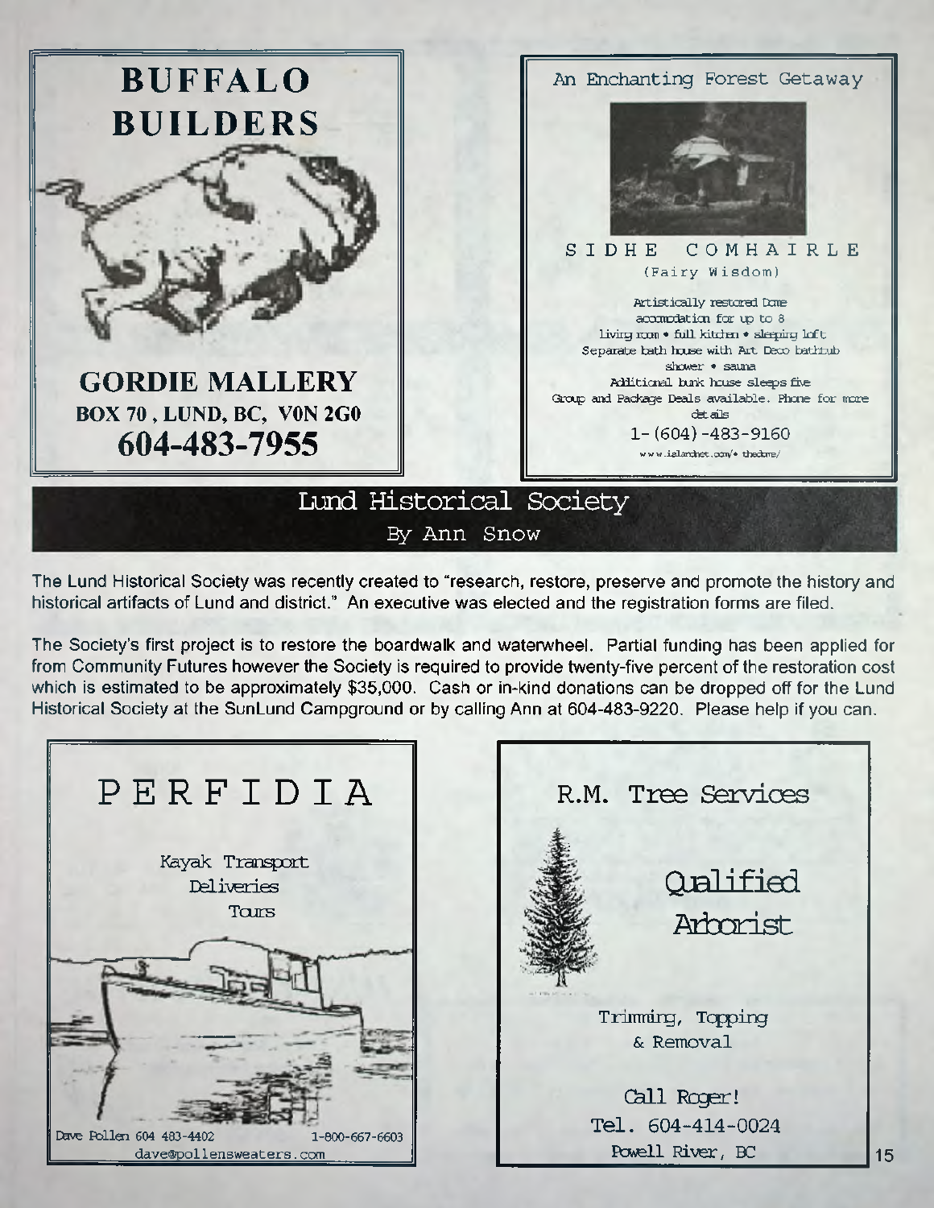**BUFFALO BUILDERS**

**GORDIE MALLERY**
**BOX 70 , LUND, BC, V0N 2G0**
**604-483-7955**

An Enchanting Forest Getaway

SIDHE COMHAIRLE
(Fairy Wisdom)

Artistically restored Dome
accomodation for up to 8
living room • full kitchen • sleeping loft
Separate bath house with Art Deco bathtub
shower • sauna
Additional bunk house sleeps five
Group and Package Deals available. Phone for more details
1-(604)-483-9160
www.islandnet.com/~thedome/

## Lund Historical Society

By Ann Snow

The Lund Historical Society was recently created to "research, restore, preserve and promote the history and historical artifacts of Lund and district." An executive was elected and the registration forms are filed.

The Society's first project is to restore the boardwalk and waterwheel. Partial funding has been applied for from Community Futures however the Society is required to provide twenty-five percent of the restoration cost which is estimated to be approximately $35,000. Cash or in-kind donations can be dropped off for the Lund Historical Society at the SunLund Campground or by calling Ann at 604-483-9220. Please help if you can.

PERFIDIA

Kayak Transport
Deliveries
Tours

Dave Pollen 604 483-4402 1-800-667-6603
dave@pollensweaters.com

R.M. Tree Services

Qualified
Arborist

Trimming, Topping
& Removal

Call Roger!
Tel. 604-414-0024
Powell River, BC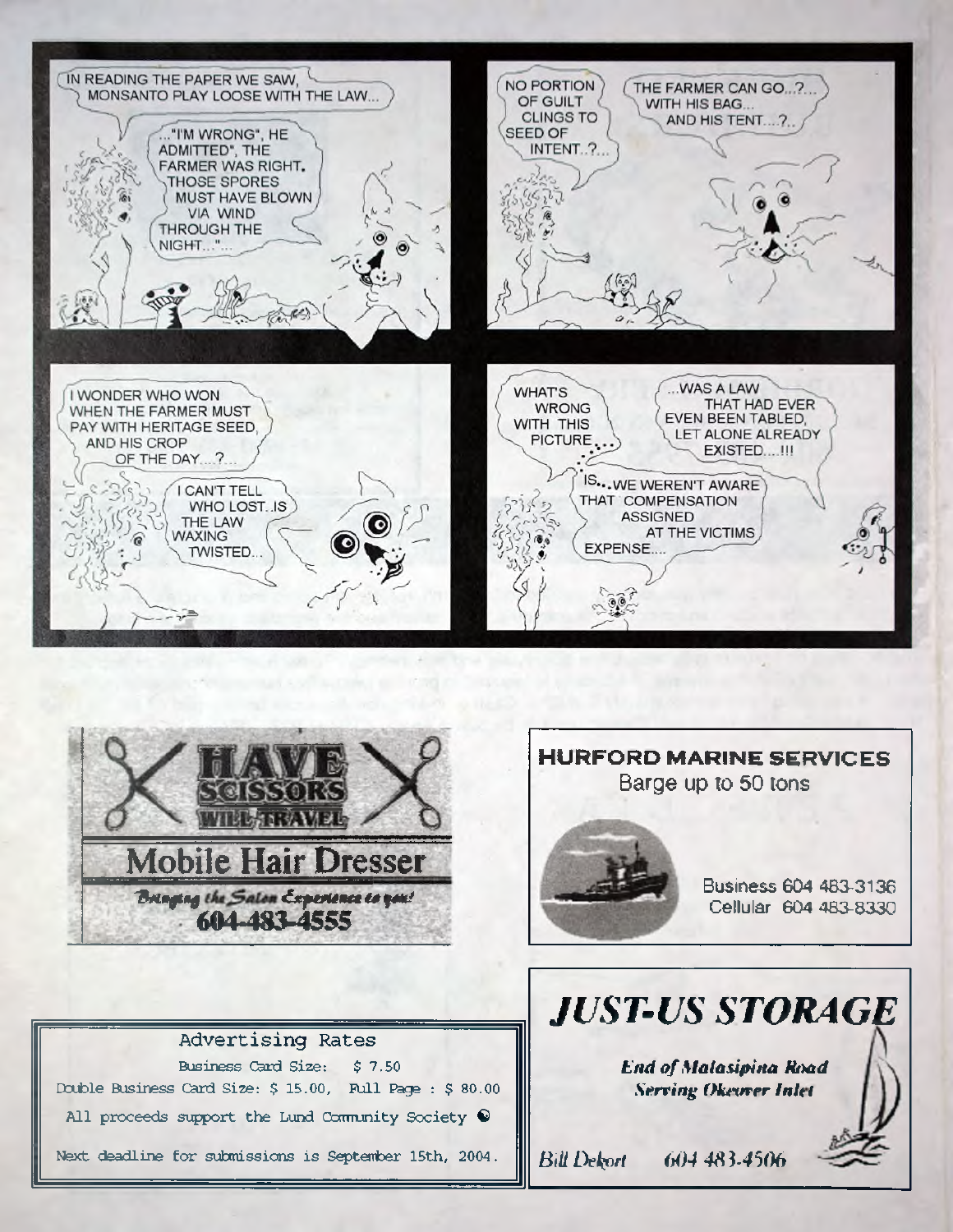IN READING THE PAPER WE SAW, MONSANTO PLAY LOOSE WITH THE LAW...

..."I'M WRONG", HE ADMITTED", THE FARMER WAS RIGHT. THOSE SPORES MUST HAVE BLOWN VIA WIND THROUGH THE NIGHT..."...

NO PORTION OF GUILT CLINGS TO SEED OF INTENT..?...

THE FARMER CAN GO...?... WITH HIS BAG... AND HIS TENT....?...

I WONDER WHO WON WHEN THE FARMER MUST PAY WITH HERITAGE SEED, AND HIS CROP OF THE DAY....?...

I CAN'T TELL WHO LOST..IS THE LAW WAXING TWISTED...

WHAT'S WRONG WITH THIS PICTURE...

...WAS A LAW THAT HAD EVER EVEN BEEN TABLED, LET ALONE ALREADY EXISTED....!!!

IS...WE WEREN'T AWARE THAT COMPENSATION ASSIGNED AT THE VICTIMS EXPENSE....

**HAVE SCISSORS WILL TRAVEL**

**Mobile Hair Dresser**

*Bringing the Salon Experience to you!*

**604-483-4555**

**HURFORD MARINE SERVICES**

Barge up to 50 tons

Business 604 483-3136
Cellular 604 483-8330

Advertising Rates

Business Card Size: $ 7.50

Double Business Card Size: $ 15.00, Full Page : $ 80.00

All proceeds support the Lund Community Society

Next deadline for submissions is September 15th, 2004.

***JUST-US STORAGE***

*End of Malaspina Road*
*Serving Okeover Inlet*

*Bill Dekort* 604 483-4506